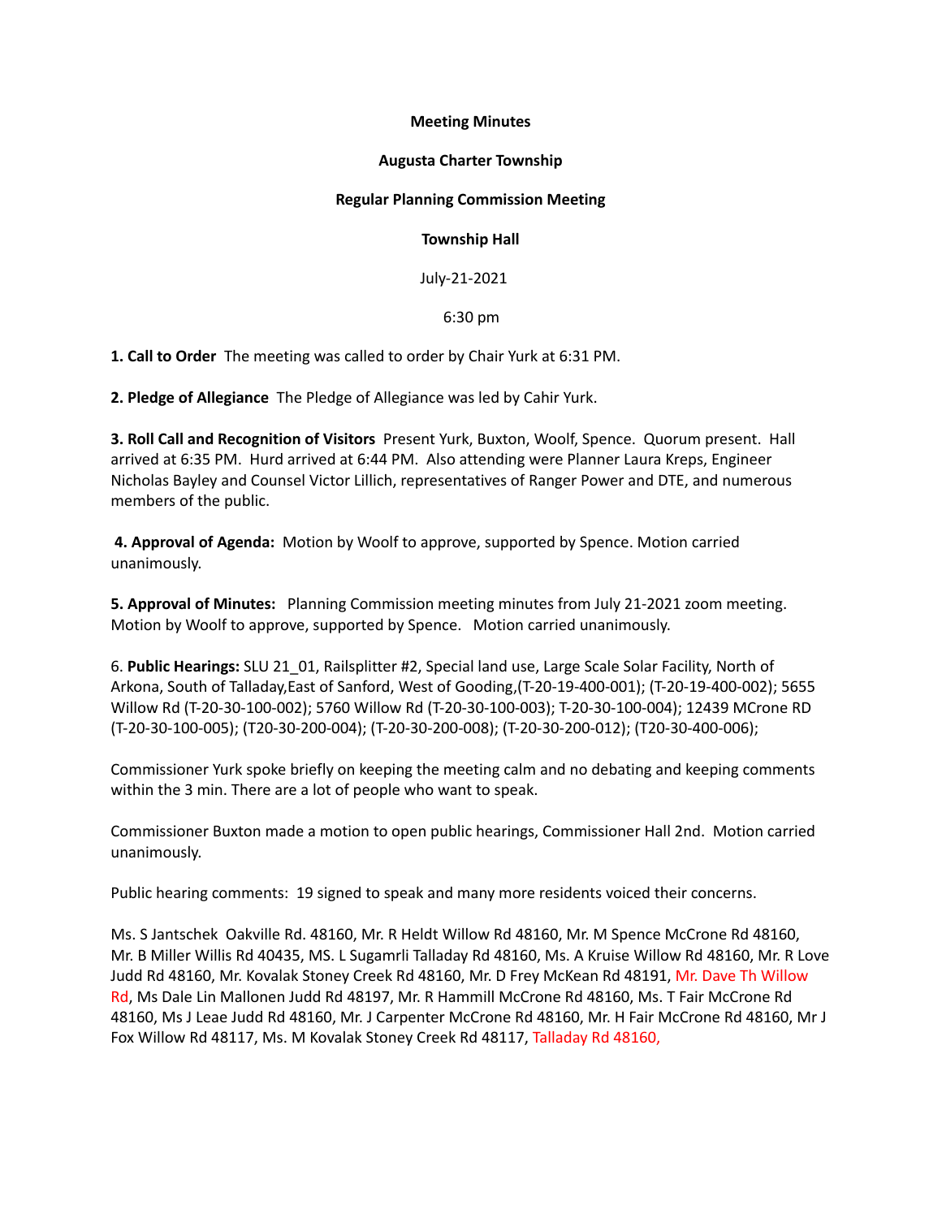**Meeting Minutes**

**Augusta Charter Township**

**Regular Planning Commission Meeting**

**Township Hall**

July-21-2021

6:30 pm

**1. Call to Order** The meeting was called to order by Chair Yurk at 6:31 PM.

**2. Pledge of Allegiance** The Pledge of Allegiance was led by Cahir Yurk.

**3. Roll Call and Recognition of Visitors** Present Yurk, Buxton, Woolf, Spence. Quorum present. Hall arrived at 6:35 PM. Hurd arrived at 6:44 PM. Also attending were Planner Laura Kreps, Engineer Nicholas Bayley and Counsel Victor Lillich, representatives of Ranger Power and DTE, and numerous members of the public.

**4. Approval of Agenda:** Motion by Woolf to approve, supported by Spence. Motion carried unanimously.

**5. Approval of Minutes:** Planning Commission meeting minutes from July 21-2021 zoom meeting. Motion by Woolf to approve, supported by Spence. Motion carried unanimously.

6. **Public Hearings:** SLU 21_01, Railsplitter #2, Special land use, Large Scale Solar Facility, North of Arkona, South of Talladay,East of Sanford, West of Gooding,(T-20-19-400-001); (T-20-19-400-002); 5655 Willow Rd (T-20-30-100-002); 5760 Willow Rd (T-20-30-100-003); T-20-30-100-004); 12439 MCrone RD (T-20-30-100-005); (T20-30-200-004); (T-20-30-200-008); (T-20-30-200-012); (T20-30-400-006);

Commissioner Yurk spoke briefly on keeping the meeting calm and no debating and keeping comments within the 3 min. There are a lot of people who want to speak.

Commissioner Buxton made a motion to open public hearings, Commissioner Hall 2nd. Motion carried unanimously.

Public hearing comments: 19 signed to speak and many more residents voiced their concerns.

Ms. S Jantschek Oakville Rd. 48160, Mr. R Heldt Willow Rd 48160, Mr. M Spence McCrone Rd 48160, Mr. B Miller Willis Rd 40435, MS. L Sugamrli Talladay Rd 48160, Ms. A Kruise Willow Rd 48160, Mr. R Love Judd Rd 48160, Mr. Kovalak Stoney Creek Rd 48160, Mr. D Frey McKean Rd 48191, Mr. Dave Th Willow Rd, Ms Dale Lin Mallonen Judd Rd 48197, Mr. R Hammill McCrone Rd 48160, Ms. T Fair McCrone Rd 48160, Ms J Leae Judd Rd 48160, Mr. J Carpenter McCrone Rd 48160, Mr. H Fair McCrone Rd 48160, Mr J Fox Willow Rd 48117, Ms. M Kovalak Stoney Creek Rd 48117, Talladay Rd 48160,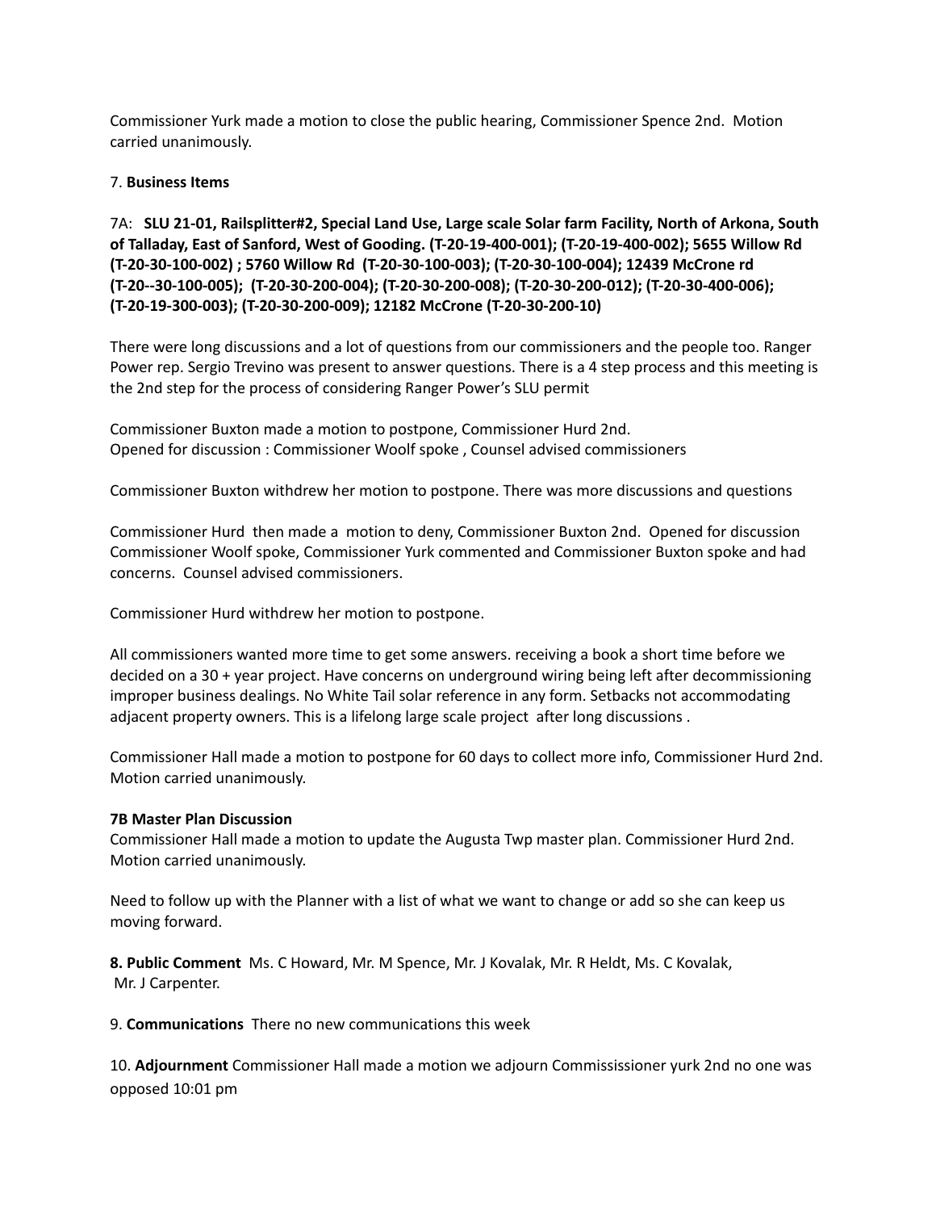Commissioner Yurk made a motion to close the public hearing, Commissioner Spence 2nd. Motion carried unanimously.

7. **Business Items**

7A: **SLU 21-01, Railsplitter#2, Special Land Use, Large scale Solar farm Facility, North of Arkona, South of Talladay, East of Sanford, West of Gooding. (T-20-19-400-001); (T-20-19-400-002); 5655 Willow Rd (T-20-30-100-002) ; 5760 Willow Rd (T-20-30-100-003); (T-20-30-100-004); 12439 McCrone rd (T-20--30-100-005); (T-20-30-200-004); (T-20-30-200-008); (T-20-30-200-012); (T-20-30-400-006); (T-20-19-300-003); (T-20-30-200-009); 12182 McCrone (T-20-30-200-10)**

There were long discussions and a lot of questions from our commissioners and the people too. Ranger Power rep. Sergio Trevino was present to answer questions. There is a 4 step process and this meeting is the 2nd step for the process of considering Ranger Power's SLU permit

Commissioner Buxton made a motion to postpone, Commissioner Hurd 2nd.
Opened for discussion : Commissioner Woolf spoke , Counsel advised commissioners

Commissioner Buxton withdrew her motion to postpone. There was more discussions and questions

Commissioner Hurd then made a motion to deny, Commissioner Buxton 2nd. Opened for discussion Commissioner Woolf spoke, Commissioner Yurk commented and Commissioner Buxton spoke and had concerns. Counsel advised commissioners.

Commissioner Hurd withdrew her motion to postpone.

All commissioners wanted more time to get some answers. receiving a book a short time before we decided on a 30 + year project. Have concerns on underground wiring being left after decommissioning improper business dealings. No White Tail solar reference in any form. Setbacks not accommodating adjacent property owners. This is a lifelong large scale project after long discussions .

Commissioner Hall made a motion to postpone for 60 days to collect more info, Commissioner Hurd 2nd. Motion carried unanimously.

**7B Master Plan Discussion**
Commissioner Hall made a motion to update the Augusta Twp master plan. Commissioner Hurd 2nd. Motion carried unanimously.

Need to follow up with the Planner with a list of what we want to change or add so she can keep us moving forward.

**8. Public Comment** Ms. C Howard, Mr. M Spence, Mr. J Kovalak, Mr. R Heldt, Ms. C Kovalak, Mr. J Carpenter.

9. **Communications** There no new communications this week

10. **Adjournment** Commissioner Hall made a motion we adjourn Commississioner yurk 2nd no one was opposed 10:01 pm